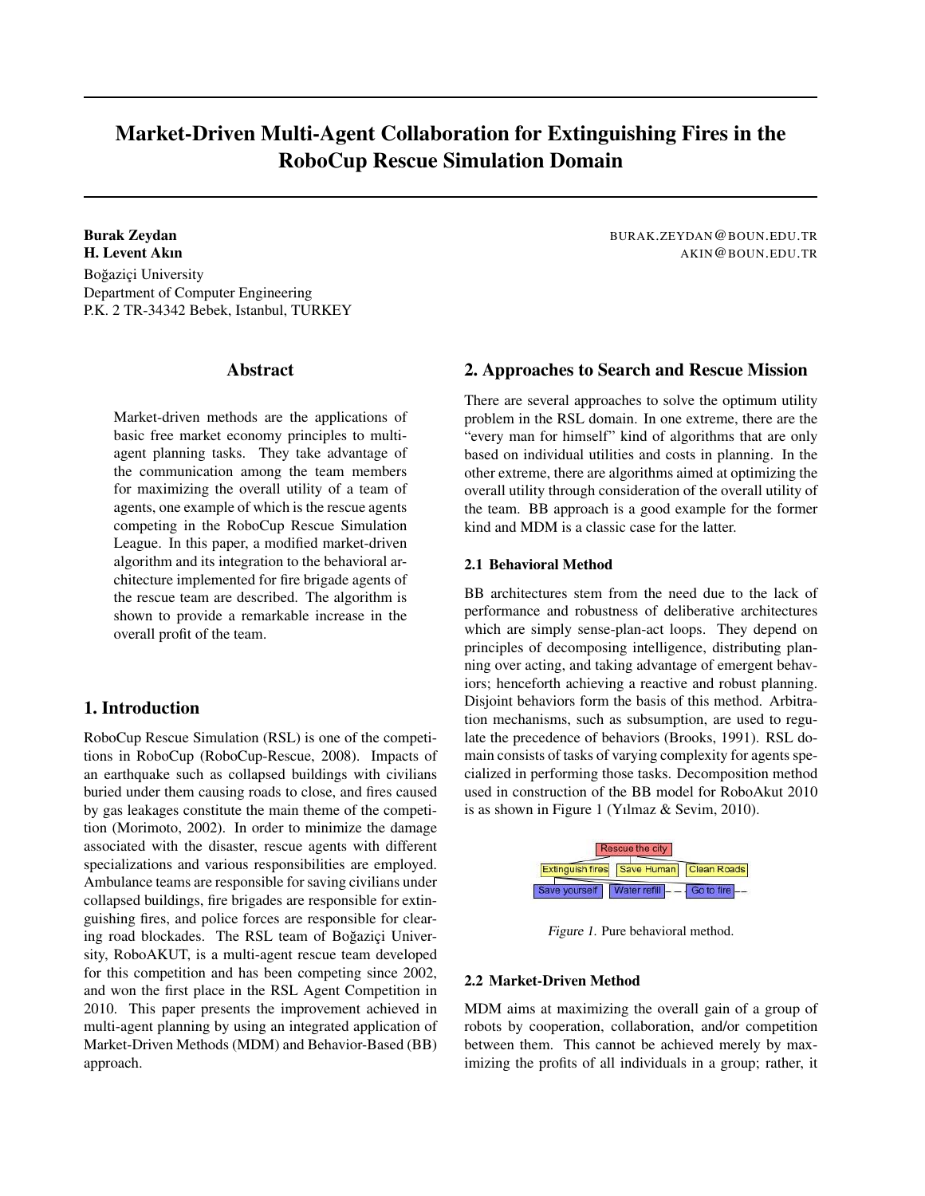# Market-Driven Multi-Agent Collaboration for Extinguishing Fires in the RoboCup Rescue Simulation Domain

**Burak Zeydan** BURAK.ZEYDAN@BOUN.EDU.TR
**H. Levent Akın** AKIN@BOUN.EDU.TR
Boğaziçi University
Department of Computer Engineering
P.K. 2 TR-34342 Bebek, Istanbul, TURKEY

## Abstract

Market-driven methods are the applications of basic free market economy principles to multi-agent planning tasks. They take advantage of the communication among the team members for maximizing the overall utility of a team of agents, one example of which is the rescue agents competing in the RoboCup Rescue Simulation League. In this paper, a modified market-driven algorithm and its integration to the behavioral architecture implemented for fire brigade agents of the rescue team are described. The algorithm is shown to provide a remarkable increase in the overall profit of the team.

## 1. Introduction

RoboCup Rescue Simulation (RSL) is one of the competitions in RoboCup (RoboCup-Rescue, 2008). Impacts of an earthquake such as collapsed buildings with civilians buried under them causing roads to close, and fires caused by gas leakages constitute the main theme of the competition (Morimoto, 2002). In order to minimize the damage associated with the disaster, rescue agents with different specializations and various responsibilities are employed. Ambulance teams are responsible for saving civilians under collapsed buildings, fire brigades are responsible for extinguishing fires, and police forces are responsible for clearing road blockades. The RSL team of Boğaziçi University, RoboAKUT, is a multi-agent rescue team developed for this competition and has been competing since 2002, and won the first place in the RSL Agent Competition in 2010. This paper presents the improvement achieved in multi-agent planning by using an integrated application of Market-Driven Methods (MDM) and Behavior-Based (BB) approach.

## 2. Approaches to Search and Rescue Mission

There are several approaches to solve the optimum utility problem in the RSL domain. In one extreme, there are the "every man for himself" kind of algorithms that are only based on individual utilities and costs in planning. In the other extreme, there are algorithms aimed at optimizing the overall utility through consideration of the overall utility of the team. BB approach is a good example for the former kind and MDM is a classic case for the latter.

### 2.1 Behavioral Method

BB architectures stem from the need due to the lack of performance and robustness of deliberative architectures which are simply sense-plan-act loops. They depend on principles of decomposing intelligence, distributing planning over acting, and taking advantage of emergent behaviors; henceforth achieving a reactive and robust planning. Disjoint behaviors form the basis of this method. Arbitration mechanisms, such as subsumption, are used to regulate the precedence of behaviors (Brooks, 1991). RSL domain consists of tasks of varying complexity for agents specialized in performing those tasks. Decomposition method used in construction of the BB model for RoboAkut 2010 is as shown in Figure 1 (Yılmaz & Sevim, 2010).

*Figure 1.* Pure behavioral method.

### 2.2 Market-Driven Method

MDM aims at maximizing the overall gain of a group of robots by cooperation, collaboration, and/or competition between them. This cannot be achieved merely by maximizing the profits of all individuals in a group; rather, it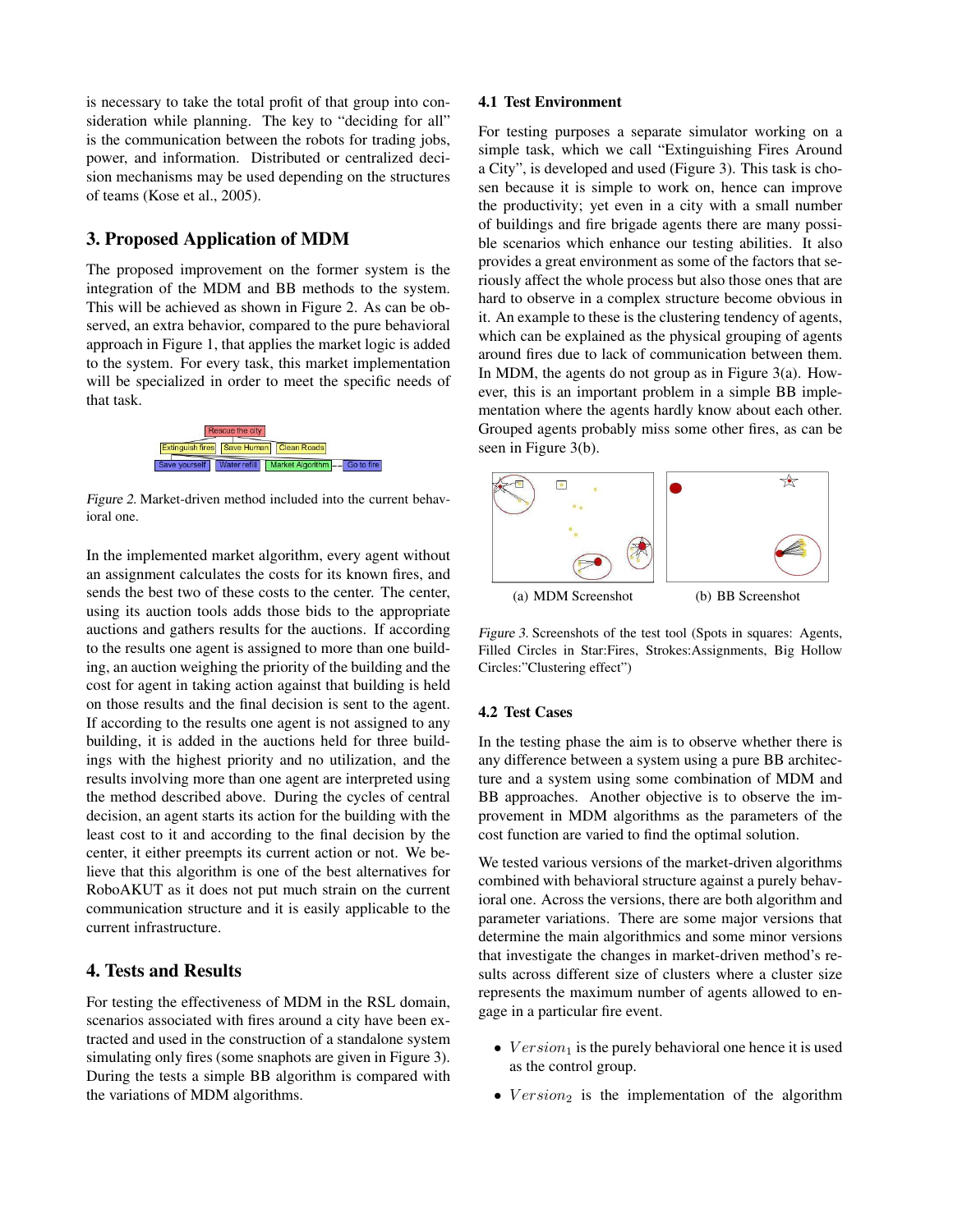is necessary to take the total profit of that group into consideration while planning. The key to "deciding for all" is the communication between the robots for trading jobs, power, and information. Distributed or centralized decision mechanisms may be used depending on the structures of teams (Kose et al., 2005).

## 3. Proposed Application of MDM

The proposed improvement on the former system is the integration of the MDM and BB methods to the system. This will be achieved as shown in Figure 2. As can be observed, an extra behavior, compared to the pure behavioral approach in Figure 1, that applies the market logic is added to the system. For every task, this market implementation will be specialized in order to meet the specific needs of that task.

*Figure 2.* Market-driven method included into the current behavioral one.

In the implemented market algorithm, every agent without an assignment calculates the costs for its known fires, and sends the best two of these costs to the center. The center, using its auction tools adds those bids to the appropriate auctions and gathers results for the auctions. If according to the results one agent is assigned to more than one building, an auction weighing the priority of the building and the cost for agent in taking action against that building is held on those results and the final decision is sent to the agent. If according to the results one agent is not assigned to any building, it is added in the auctions held for three buildings with the highest priority and no utilization, and the results involving more than one agent are interpreted using the method described above. During the cycles of central decision, an agent starts its action for the building with the least cost to it and according to the final decision by the center, it either preempts its current action or not. We believe that this algorithm is one of the best alternatives for RoboAKUT as it does not put much strain on the current communication structure and it is easily applicable to the current infrastructure.

## 4. Tests and Results

For testing the effectiveness of MDM in the RSL domain, scenarios associated with fires around a city have been extracted and used in the construction of a standalone system simulating only fires (some snaphots are given in Figure 3). During the tests a simple BB algorithm is compared with the variations of MDM algorithms.

### 4.1 Test Environment

For testing purposes a separate simulator working on a simple task, which we call "Extinguishing Fires Around a City", is developed and used (Figure 3). This task is chosen because it is simple to work on, hence can improve the productivity; yet even in a city with a small number of buildings and fire brigade agents there are many possible scenarios which enhance our testing abilities. It also provides a great environment as some of the factors that seriously affect the whole process but also those ones that are hard to observe in a complex structure become obvious in it. An example to these is the clustering tendency of agents, which can be explained as the physical grouping of agents around fires due to lack of communication between them. In MDM, the agents do not group as in Figure 3(a). However, this is an important problem in a simple BB implementation where the agents hardly know about each other. Grouped agents probably miss some other fires, as can be seen in Figure 3(b).

(a) MDM Screenshot (b) BB Screenshot

*Figure 3.* Screenshots of the test tool (Spots in squares: Agents, Filled Circles in Star:Fires, Strokes:Assignments, Big Hollow Circles:"Clustering effect")

### 4.2 Test Cases

In the testing phase the aim is to observe whether there is any difference between a system using a pure BB architecture and a system using some combination of MDM and BB approaches. Another objective is to observe the improvement in MDM algorithms as the parameters of the cost function are varied to find the optimal solution.

We tested various versions of the market-driven algorithms combined with behavioral structure against a purely behavioral one. Across the versions, there are both algorithm and parameter variations. There are some major versions that determine the main algorithmics and some minor versions that investigate the changes in market-driven method's results across different size of clusters where a cluster size represents the maximum number of agents allowed to engage in a particular fire event.

- $Version_1$ is the purely behavioral one hence it is used as the control group.
- $Version_2$ is the implementation of the algorithm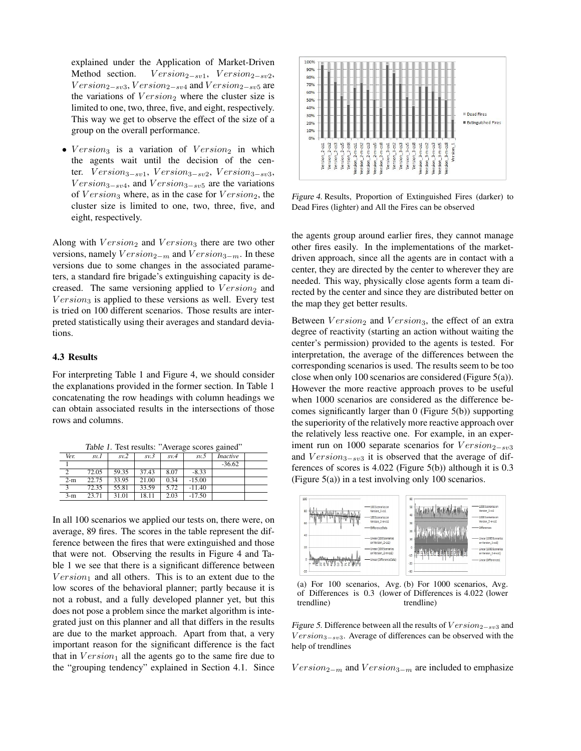explained under the Application of Market-Driven Method section. $Version_{2-sv1}$, $Version_{2-sv2}$, $Version_{2-sv3}$, $Version_{2-sv4}$ and $Version_{2-sv5}$ are the variations of $Version_2$ where the cluster size is limited to one, two, three, five, and eight, respectively. This way we get to observe the effect of the size of a group on the overall performance.

- $Version_3$ is a variation of $Version_2$ in which the agents wait until the decision of the center. $Version_{3-sv1}$, $Version_{3-sv2}$, $Version_{3-sv3}$, $Version_{3-sv4}$, and $Version_{3-sv5}$ are the variations of $Version_3$ where, as in the case for $Version_2$, the cluster size is limited to one, two, three, five, and eight, respectively.

Along with $Version_2$ and $Version_3$ there are two other versions, namely $Version_{2-m}$ and $Version_{3-m}$. In these versions due to some changes in the associated parameters, a standard fire brigade's extinguishing capacity is decreased. The same versioning applied to $Version_2$ and $Version_3$ is applied to these versions as well. Every test is tried on 100 different scenarios. Those results are interpreted statistically using their averages and standard deviations.

### 4.3 Results

For interpreting Table 1 and Figure 4, we should consider the explanations provided in the former section. In Table 1 concatenating the row headings with column headings we can obtain associated results in the intersections of those rows and columns.

*Table 1.* Test results: "Average scores gained"

| Ver. | sv.1 | sv.2 | sv.3 | sv.4 | sv.5 | Inactive | |
|---|---|---|---|---|---|---|---|
| 1 | | | | | | -36.62 | |
| 2 | 72.05 | 59.35 | 37.43 | 8.07 | -8.33 | | |
| 2-m | 22.75 | 33.95 | 21.00 | 0.34 | -15.00 | | |
| 3 | 72.35 | 55.81 | 33.59 | 5.72 | -11.40 | | |
| 3-m | 23.71 | 31.01 | 18.11 | 2.03 | -17.50 | | |

In all 100 scenarios we applied our tests on, there were, on average, 89 fires. The scores in the table represent the difference between the fires that were extinguished and those that were not. Observing the results in Figure 4 and Table 1 we see that there is a significant difference between $Version_1$ and all others. This is to an extent due to the low scores of the behavioral planner; partly because it is not a robust, and a fully developed planner yet, but this does not pose a problem since the market algorithm is integrated just on this planner and all that differs in the results are due to the market approach. Apart from that, a very important reason for the significant difference is the fact that in $Version_1$ all the agents go to the same fire due to the "grouping tendency" explained in Section 4.1. Since the agents group around earlier fires, they cannot manage other fires easily. In the implementations of the market-driven approach, since all the agents are in contact with a center, they are directed by the center to wherever they are needed. This way, physically close agents form a team directed by the center and since they are distributed better on the map they get better results.

*Figure 4.* Results, Proportion of Extinguished Fires (darker) to Dead Fires (lighter) and All the Fires can be observed

Between $Version_2$ and $Version_3$, the effect of an extra degree of reactivity (starting an action without waiting the center's permission) provided to the agents is tested. For interpretation, the average of the differences between the corresponding scenarios is used. The results seem to be too close when only 100 scenarios are considered (Figure 5(a)). However the more reactive approach proves to be useful when 1000 scenarios are considered as the difference becomes significantly larger than 0 (Figure 5(b)) supporting the superiority of the relatively more reactive approach over the relatively less reactive one. For example, in an experiment run on 1000 separate scenarios for $Version_{2-sv3}$ and $Version_{3-sv3}$ it is observed that the average of differences of scores is 4.022 (Figure 5(b)) although it is 0.3 (Figure 5(a)) in a test involving only 100 scenarios.

(a) For 100 scenarios, Avg. of Differences is 0.3 (lower trendline)

(b) For 1000 scenarios, Avg. of Differences is 4.022 (lower trendline)

*Figure 5.* Difference between all the results of $Version_{2-sv3}$ and $Version_{3-sv3}$. Average of differences can be observed with the help of trendlines

$Version_{2-m}$ and $Version_{3-m}$ are included to emphasize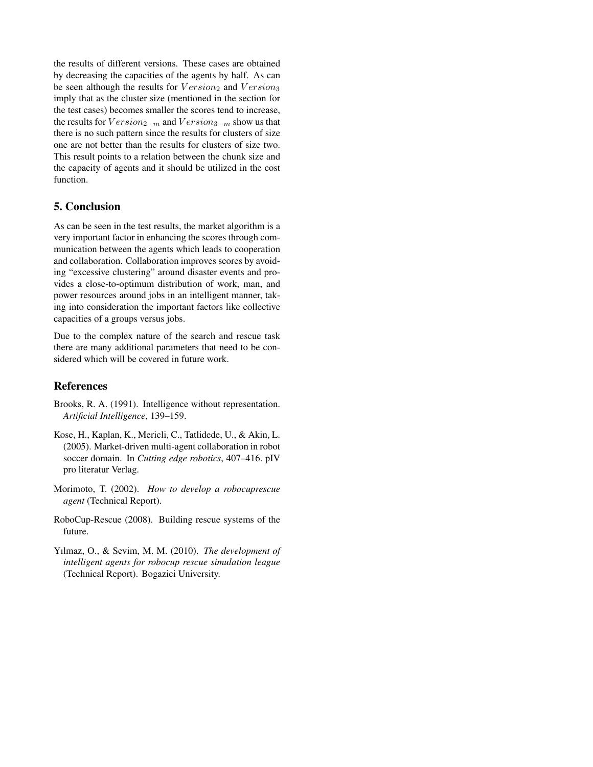the results of different versions. These cases are obtained by decreasing the capacities of the agents by half. As can be seen although the results for $Version_2$ and $Version_3$ imply that as the cluster size (mentioned in the section for the test cases) becomes smaller the scores tend to increase, the results for $Version_{2-m}$ and $Version_{3-m}$ show us that there is no such pattern since the results for clusters of size one are not better than the results for clusters of size two. This result points to a relation between the chunk size and the capacity of agents and it should be utilized in the cost function.

## 5. Conclusion

As can be seen in the test results, the market algorithm is a very important factor in enhancing the scores through communication between the agents which leads to cooperation and collaboration. Collaboration improves scores by avoiding "excessive clustering" around disaster events and provides a close-to-optimum distribution of work, man, and power resources around jobs in an intelligent manner, taking into consideration the important factors like collective capacities of a groups versus jobs.

Due to the complex nature of the search and rescue task there are many additional parameters that need to be considered which will be covered in future work.

## References

Brooks, R. A. (1991). Intelligence without representation. *Artificial Intelligence*, 139–159.

Kose, H., Kaplan, K., Mericli, C., Tatlidede, U., & Akin, L. (2005). Market-driven multi-agent collaboration in robot soccer domain. In *Cutting edge robotics*, 407–416. pIV pro literatur Verlag.

Morimoto, T. (2002). *How to develop a robocuprescue agent* (Technical Report).

RoboCup-Rescue (2008). Building rescue systems of the future.

Yılmaz, O., & Sevim, M. M. (2010). *The development of intelligent agents for robocup rescue simulation league* (Technical Report). Bogazici University.